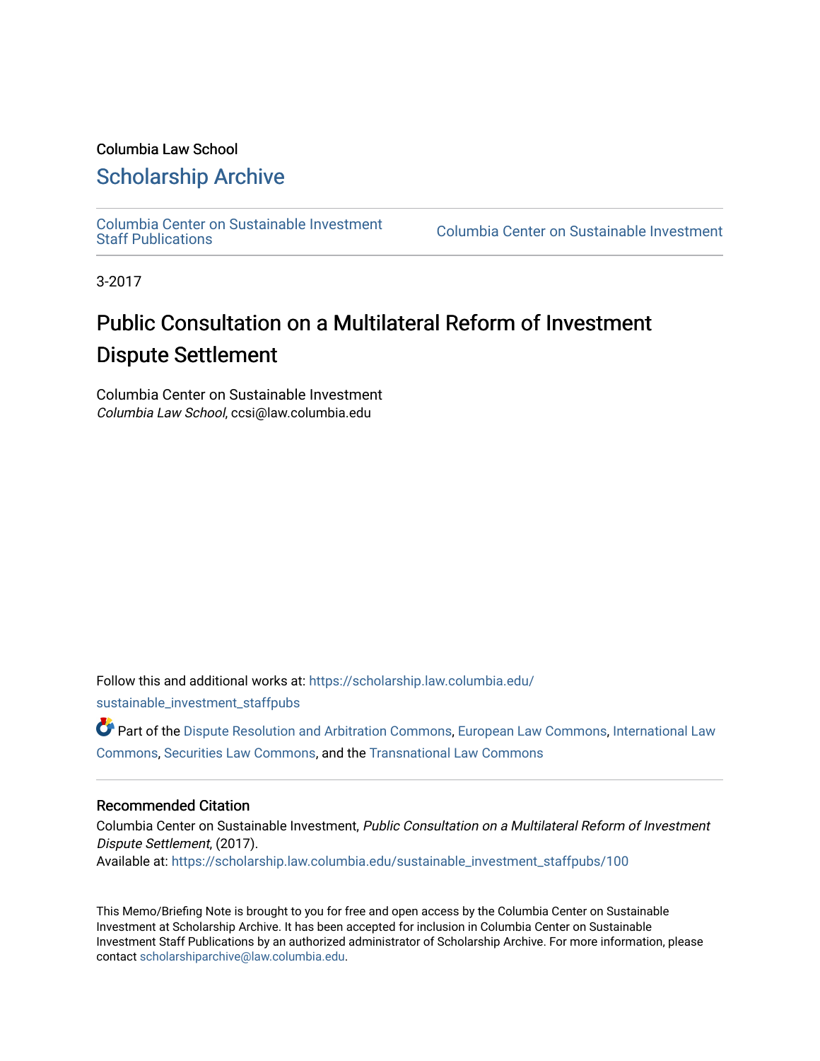Columbia Law School

## Scholarship Archive

Columbia Center on Sustainable Investment Staff Publications

Columbia Center on Sustainable Investment

3-2017

# Public Consultation on a Multilateral Reform of Investment Dispute Settlement

Columbia Center on Sustainable Investment
*Columbia Law School*, ccsi@law.columbia.edu

Follow this and additional works at: https://scholarship.law.columbia.edu/sustainable_investment_staffpubs

Part of the Dispute Resolution and Arbitration Commons, European Law Commons, International Law Commons, Securities Law Commons, and the Transnational Law Commons

### Recommended Citation

Columbia Center on Sustainable Investment, *Public Consultation on a Multilateral Reform of Investment Dispute Settlement*, (2017).
Available at: https://scholarship.law.columbia.edu/sustainable_investment_staffpubs/100

This Memo/Briefing Note is brought to you for free and open access by the Columbia Center on Sustainable Investment at Scholarship Archive. It has been accepted for inclusion in Columbia Center on Sustainable Investment Staff Publications by an authorized administrator of Scholarship Archive. For more information, please contact scholarshiparchive@law.columbia.edu.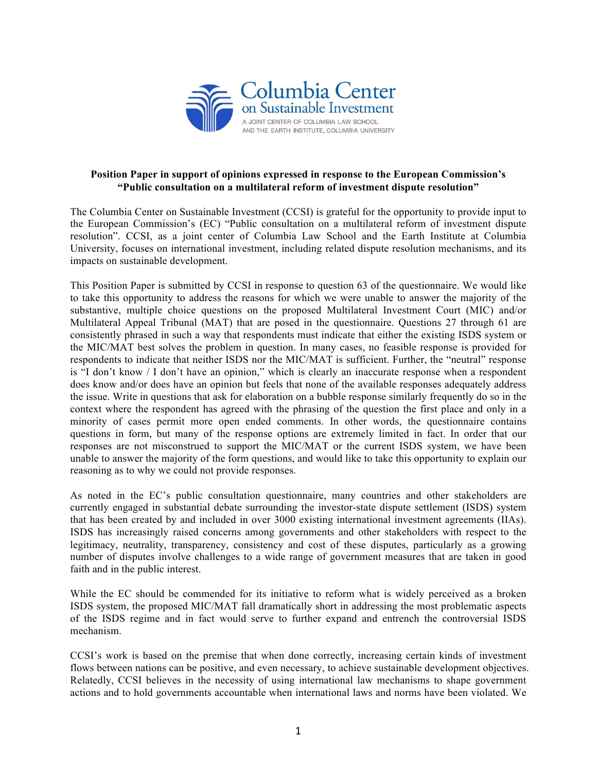Columbia Center on Sustainable Investment

A JOINT CENTER OF COLUMBIA LAW SCHOOL AND THE EARTH INSTITUTE, COLUMBIA UNIVERSITY

**Position Paper in support of opinions expressed in response to the European Commission's "Public consultation on a multilateral reform of investment dispute resolution"**

The Columbia Center on Sustainable Investment (CCSI) is grateful for the opportunity to provide input to the European Commission's (EC) "Public consultation on a multilateral reform of investment dispute resolution". CCSI, as a joint center of Columbia Law School and the Earth Institute at Columbia University, focuses on international investment, including related dispute resolution mechanisms, and its impacts on sustainable development.

This Position Paper is submitted by CCSI in response to question 63 of the questionnaire. We would like to take this opportunity to address the reasons for which we were unable to answer the majority of the substantive, multiple choice questions on the proposed Multilateral Investment Court (MIC) and/or Multilateral Appeal Tribunal (MAT) that are posed in the questionnaire. Questions 27 through 61 are consistently phrased in such a way that respondents must indicate that either the existing ISDS system or the MIC/MAT best solves the problem in question. In many cases, no feasible response is provided for respondents to indicate that neither ISDS nor the MIC/MAT is sufficient. Further, the "neutral" response is "I don't know / I don't have an opinion," which is clearly an inaccurate response when a respondent does know and/or does have an opinion but feels that none of the available responses adequately address the issue. Write in questions that ask for elaboration on a bubble response similarly frequently do so in the context where the respondent has agreed with the phrasing of the question the first place and only in a minority of cases permit more open ended comments. In other words, the questionnaire contains questions in form, but many of the response options are extremely limited in fact. In order that our responses are not misconstrued to support the MIC/MAT or the current ISDS system, we have been unable to answer the majority of the form questions, and would like to take this opportunity to explain our reasoning as to why we could not provide responses.

As noted in the EC's public consultation questionnaire, many countries and other stakeholders are currently engaged in substantial debate surrounding the investor-state dispute settlement (ISDS) system that has been created by and included in over 3000 existing international investment agreements (IIAs). ISDS has increasingly raised concerns among governments and other stakeholders with respect to the legitimacy, neutrality, transparency, consistency and cost of these disputes, particularly as a growing number of disputes involve challenges to a wide range of government measures that are taken in good faith and in the public interest.

While the EC should be commended for its initiative to reform what is widely perceived as a broken ISDS system, the proposed MIC/MAT fall dramatically short in addressing the most problematic aspects of the ISDS regime and in fact would serve to further expand and entrench the controversial ISDS mechanism.

CCSI's work is based on the premise that when done correctly, increasing certain kinds of investment flows between nations can be positive, and even necessary, to achieve sustainable development objectives. Relatedly, CCSI believes in the necessity of using international law mechanisms to shape government actions and to hold governments accountable when international laws and norms have been violated. We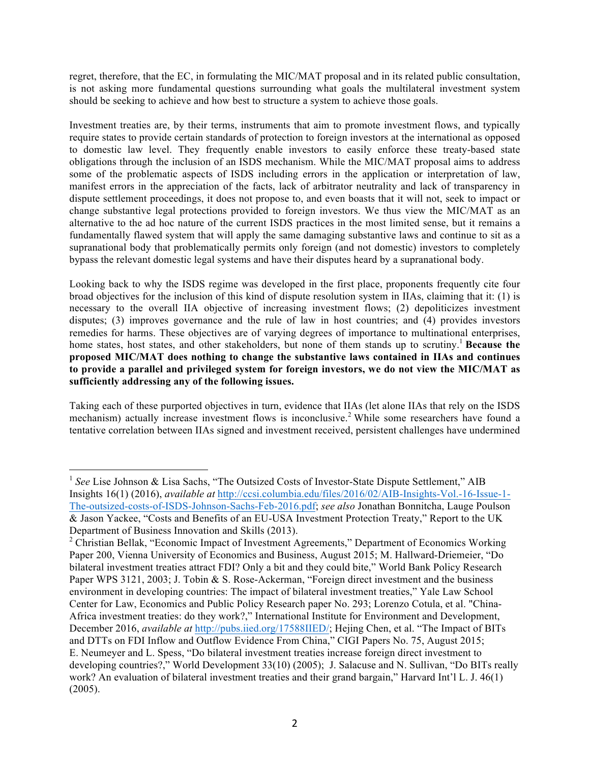regret, therefore, that the EC, in formulating the MIC/MAT proposal and in its related public consultation, is not asking more fundamental questions surrounding what goals the multilateral investment system should be seeking to achieve and how best to structure a system to achieve those goals.

Investment treaties are, by their terms, instruments that aim to promote investment flows, and typically require states to provide certain standards of protection to foreign investors at the international as opposed to domestic law level. They frequently enable investors to easily enforce these treaty-based state obligations through the inclusion of an ISDS mechanism. While the MIC/MAT proposal aims to address some of the problematic aspects of ISDS including errors in the application or interpretation of law, manifest errors in the appreciation of the facts, lack of arbitrator neutrality and lack of transparency in dispute settlement proceedings, it does not propose to, and even boasts that it will not, seek to impact or change substantive legal protections provided to foreign investors. We thus view the MIC/MAT as an alternative to the ad hoc nature of the current ISDS practices in the most limited sense, but it remains a fundamentally flawed system that will apply the same damaging substantive laws and continue to sit as a supranational body that problematically permits only foreign (and not domestic) investors to completely bypass the relevant domestic legal systems and have their disputes heard by a supranational body.

Looking back to why the ISDS regime was developed in the first place, proponents frequently cite four broad objectives for the inclusion of this kind of dispute resolution system in IIAs, claiming that it: (1) is necessary to the overall IIA objective of increasing investment flows; (2) depoliticizes investment disputes; (3) improves governance and the rule of law in host countries; and (4) provides investors remedies for harms. These objectives are of varying degrees of importance to multinational enterprises, home states, host states, and other stakeholders, but none of them stands up to scrutiny.[1] **Because the proposed MIC/MAT does nothing to change the substantive laws contained in IIAs and continues to provide a parallel and privileged system for foreign investors, we do not view the MIC/MAT as sufficiently addressing any of the following issues.**

Taking each of these purported objectives in turn, evidence that IIAs (let alone IIAs that rely on the ISDS mechanism) actually increase investment flows is inconclusive.[2] While some researchers have found a tentative correlation between IIAs signed and investment received, persistent challenges have undermined

---

[1] *See* Lise Johnson & Lisa Sachs, "The Outsized Costs of Investor-State Dispute Settlement," AIB Insights 16(1) (2016), *available at* http://ccsi.columbia.edu/files/2016/02/AIB-Insights-Vol.-16-Issue-1-The-outsized-costs-of-ISDS-Johnson-Sachs-Feb-2016.pdf; *see also* Jonathan Bonnitcha, Lauge Poulson & Jason Yackee, "Costs and Benefits of an EU-USA Investment Protection Treaty," Report to the UK Department of Business Innovation and Skills (2013).

[2] Christian Bellak, "Economic Impact of Investment Agreements," Department of Economics Working Paper 200, Vienna University of Economics and Business, August 2015; M. Hallward-Driemeier, "Do bilateral investment treaties attract FDI? Only a bit and they could bite," World Bank Policy Research Paper WPS 3121, 2003; J. Tobin & S. Rose-Ackerman, "Foreign direct investment and the business environment in developing countries: The impact of bilateral investment treaties," Yale Law School Center for Law, Economics and Public Policy Research paper No. 293; Lorenzo Cotula, et al. "China-Africa investment treaties: do they work?," International Institute for Environment and Development, December 2016, *available at* http://pubs.iied.org/17588IIED/; Hejing Chen, et al. "The Impact of BITs and DTTs on FDI Inflow and Outflow Evidence From China," CIGI Papers No. 75, August 2015; E. Neumeyer and L. Spess, "Do bilateral investment treaties increase foreign direct investment to developing countries?," World Development 33(10) (2005); J. Salacuse and N. Sullivan, "Do BITs really work? An evaluation of bilateral investment treaties and their grand bargain," Harvard Int'l L. J. 46(1) (2005).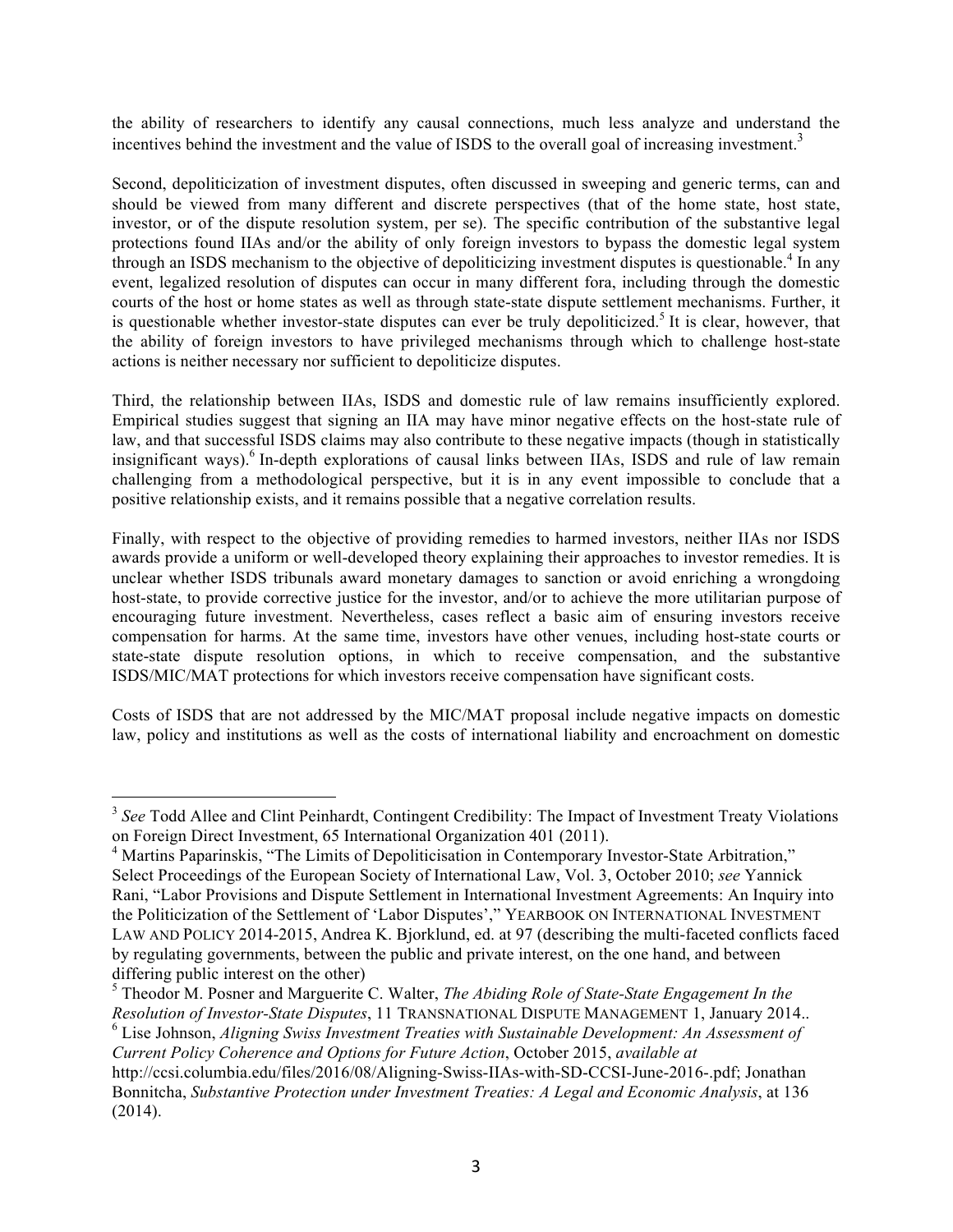the ability of researchers to identify any causal connections, much less analyze and understand the incentives behind the investment and the value of ISDS to the overall goal of increasing investment.[3]

Second, depoliticization of investment disputes, often discussed in sweeping and generic terms, can and should be viewed from many different and discrete perspectives (that of the home state, host state, investor, or of the dispute resolution system, per se). The specific contribution of the substantive legal protections found IIAs and/or the ability of only foreign investors to bypass the domestic legal system through an ISDS mechanism to the objective of depoliticizing investment disputes is questionable.[4] In any event, legalized resolution of disputes can occur in many different fora, including through the domestic courts of the host or home states as well as through state-state dispute settlement mechanisms. Further, it is questionable whether investor-state disputes can ever be truly depoliticized.[5] It is clear, however, that the ability of foreign investors to have privileged mechanisms through which to challenge host-state actions is neither necessary nor sufficient to depoliticize disputes.

Third, the relationship between IIAs, ISDS and domestic rule of law remains insufficiently explored. Empirical studies suggest that signing an IIA may have minor negative effects on the host-state rule of law, and that successful ISDS claims may also contribute to these negative impacts (though in statistically insignificant ways).[6] In-depth explorations of causal links between IIAs, ISDS and rule of law remain challenging from a methodological perspective, but it is in any event impossible to conclude that a positive relationship exists, and it remains possible that a negative correlation results.

Finally, with respect to the objective of providing remedies to harmed investors, neither IIAs nor ISDS awards provide a uniform or well-developed theory explaining their approaches to investor remedies. It is unclear whether ISDS tribunals award monetary damages to sanction or avoid enriching a wrongdoing host-state, to provide corrective justice for the investor, and/or to achieve the more utilitarian purpose of encouraging future investment. Nevertheless, cases reflect a basic aim of ensuring investors receive compensation for harms. At the same time, investors have other venues, including host-state courts or state-state dispute resolution options, in which to receive compensation, and the substantive ISDS/MIC/MAT protections for which investors receive compensation have significant costs.

Costs of ISDS that are not addressed by the MIC/MAT proposal include negative impacts on domestic law, policy and institutions as well as the costs of international liability and encroachment on domestic

---

[3] *See* Todd Allee and Clint Peinhardt, Contingent Credibility: The Impact of Investment Treaty Violations on Foreign Direct Investment, 65 International Organization 401 (2011).

[4] Martins Paparinskis, "The Limits of Depoliticisation in Contemporary Investor-State Arbitration," Select Proceedings of the European Society of International Law, Vol. 3, October 2010; *see* Yannick Rani, "Labor Provisions and Dispute Settlement in International Investment Agreements: An Inquiry into the Politicization of the Settlement of 'Labor Disputes'," YEARBOOK ON INTERNATIONAL INVESTMENT LAW AND POLICY 2014-2015, Andrea K. Bjorklund, ed. at 97 (describing the multi-faceted conflicts faced by regulating governments, between the public and private interest, on the one hand, and between differing public interest on the other)

[5] Theodor M. Posner and Marguerite C. Walter, *The Abiding Role of State-State Engagement In the Resolution of Investor-State Disputes*, 11 TRANSNATIONAL DISPUTE MANAGEMENT 1, January 2014..

[6] Lise Johnson, *Aligning Swiss Investment Treaties with Sustainable Development: An Assessment of Current Policy Coherence and Options for Future Action*, October 2015, *available at* http://ccsi.columbia.edu/files/2016/08/Aligning-Swiss-IIAs-with-SD-CCSI-June-2016-.pdf; Jonathan Bonnitcha, *Substantive Protection under Investment Treaties: A Legal and Economic Analysis*, at 136 (2014).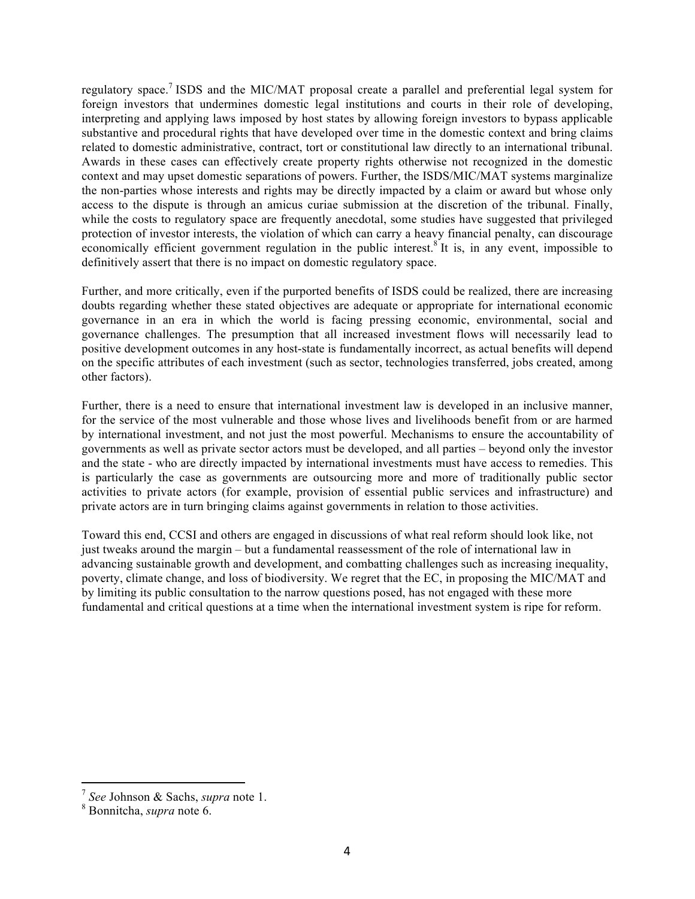regulatory space.[7] ISDS and the MIC/MAT proposal create a parallel and preferential legal system for foreign investors that undermines domestic legal institutions and courts in their role of developing, interpreting and applying laws imposed by host states by allowing foreign investors to bypass applicable substantive and procedural rights that have developed over time in the domestic context and bring claims related to domestic administrative, contract, tort or constitutional law directly to an international tribunal. Awards in these cases can effectively create property rights otherwise not recognized in the domestic context and may upset domestic separations of powers. Further, the ISDS/MIC/MAT systems marginalize the non-parties whose interests and rights may be directly impacted by a claim or award but whose only access to the dispute is through an amicus curiae submission at the discretion of the tribunal. Finally, while the costs to regulatory space are frequently anecdotal, some studies have suggested that privileged protection of investor interests, the violation of which can carry a heavy financial penalty, can discourage economically efficient government regulation in the public interest.[8] It is, in any event, impossible to definitively assert that there is no impact on domestic regulatory space.

Further, and more critically, even if the purported benefits of ISDS could be realized, there are increasing doubts regarding whether these stated objectives are adequate or appropriate for international economic governance in an era in which the world is facing pressing economic, environmental, social and governance challenges. The presumption that all increased investment flows will necessarily lead to positive development outcomes in any host-state is fundamentally incorrect, as actual benefits will depend on the specific attributes of each investment (such as sector, technologies transferred, jobs created, among other factors).

Further, there is a need to ensure that international investment law is developed in an inclusive manner, for the service of the most vulnerable and those whose lives and livelihoods benefit from or are harmed by international investment, and not just the most powerful. Mechanisms to ensure the accountability of governments as well as private sector actors must be developed, and all parties – beyond only the investor and the state - who are directly impacted by international investments must have access to remedies. This is particularly the case as governments are outsourcing more and more of traditionally public sector activities to private actors (for example, provision of essential public services and infrastructure) and private actors are in turn bringing claims against governments in relation to those activities.

Toward this end, CCSI and others are engaged in discussions of what real reform should look like, not just tweaks around the margin – but a fundamental reassessment of the role of international law in advancing sustainable growth and development, and combatting challenges such as increasing inequality, poverty, climate change, and loss of biodiversity. We regret that the EC, in proposing the MIC/MAT and by limiting its public consultation to the narrow questions posed, has not engaged with these more fundamental and critical questions at a time when the international investment system is ripe for reform.

---

[7] *See* Johnson & Sachs, *supra* note 1.

[8] Bonnitcha, *supra* note 6.